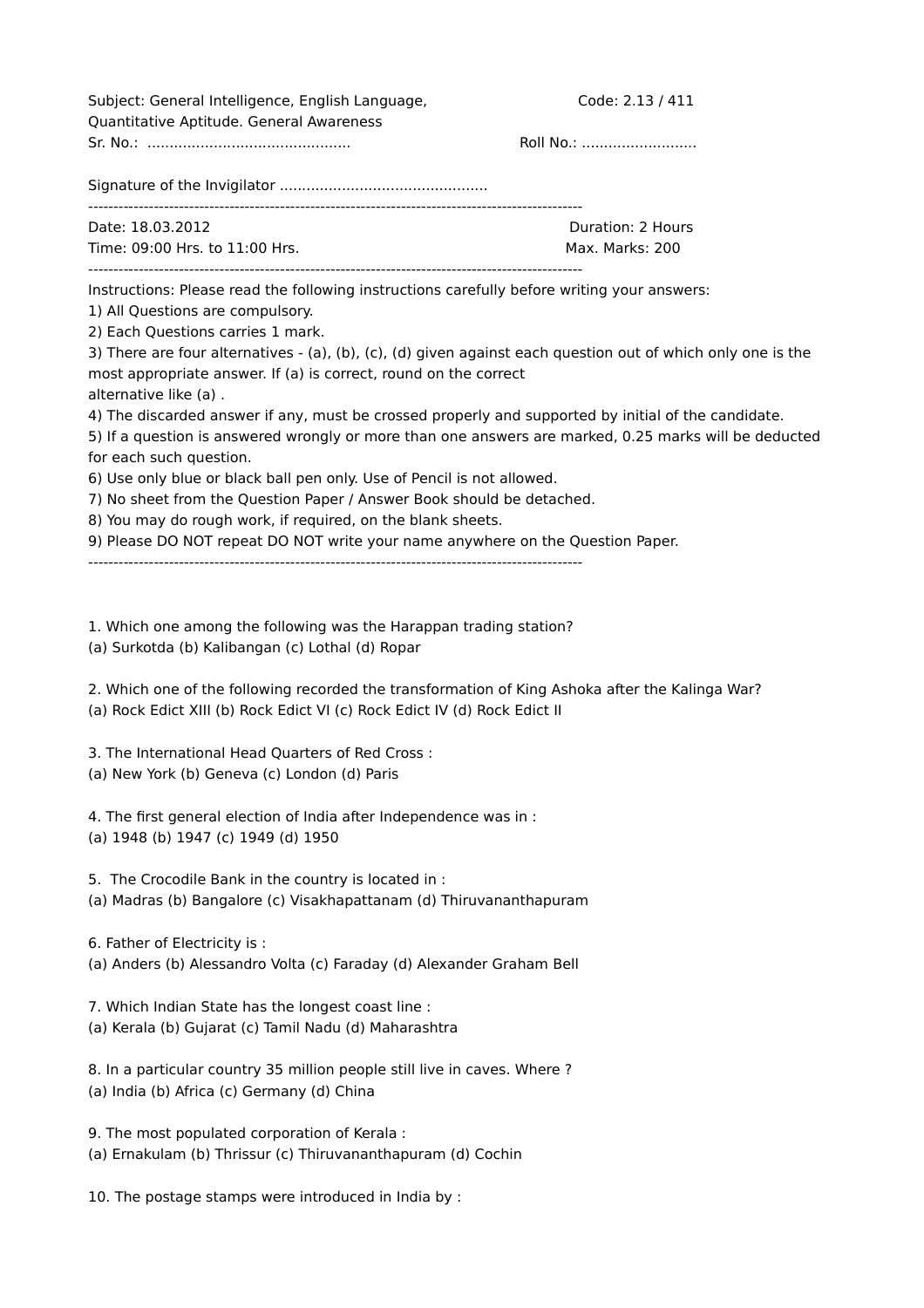Subject: General Intelligence, English Language, Quantitative Aptitude. General Awareness    Code: 2.13 / 411

Sr. No.: .............................................    Roll No.: ..........................

Signature of the Invigilator ..............................................

---

Date: 18.03.2012    Duration: 2 Hours

Time: 09:00 Hrs. to 11:00 Hrs.    Max. Marks: 200

---

Instructions: Please read the following instructions carefully before writing your answers:

1) All Questions are compulsory.
2) Each Questions carries 1 mark.
3) There are four alternatives - (a), (b), (c), (d) given against each question out of which only one is the most appropriate answer. If (a) is correct, round on the correct alternative like (a) .
4) The discarded answer if any, must be crossed properly and supported by initial of the candidate.
5) If a question is answered wrongly or more than one answers are marked, 0.25 marks will be deducted for each such question.
6) Use only blue or black ball pen only. Use of Pencil is not allowed.
7) No sheet from the Question Paper / Answer Book should be detached.
8) You may do rough work, if required, on the blank sheets.
9) Please DO NOT repeat DO NOT write your name anywhere on the Question Paper.

---

1. Which one among the following was the Harappan trading station?
(a) Surkotda (b) Kalibangan (c) Lothal (d) Ropar

2. Which one of the following recorded the transformation of King Ashoka after the Kalinga War?
(a) Rock Edict XIII (b) Rock Edict VI (c) Rock Edict IV (d) Rock Edict II

3. The International Head Quarters of Red Cross :
(a) New York (b) Geneva (c) London (d) Paris

4. The first general election of India after Independence was in :
(a) 1948 (b) 1947 (c) 1949 (d) 1950

5. The Crocodile Bank in the country is located in :
(a) Madras (b) Bangalore (c) Visakhapattanam (d) Thiruvananthapuram

6. Father of Electricity is :
(a) Anders (b) Alessandro Volta (c) Faraday (d) Alexander Graham Bell

7. Which Indian State has the longest coast line :
(a) Kerala (b) Gujarat (c) Tamil Nadu (d) Maharashtra

8. In a particular country 35 million people still live in caves. Where ?
(a) India (b) Africa (c) Germany (d) China

9. The most populated corporation of Kerala :
(a) Ernakulam (b) Thrissur (c) Thiruvananthapuram (d) Cochin

10. The postage stamps were introduced in India by :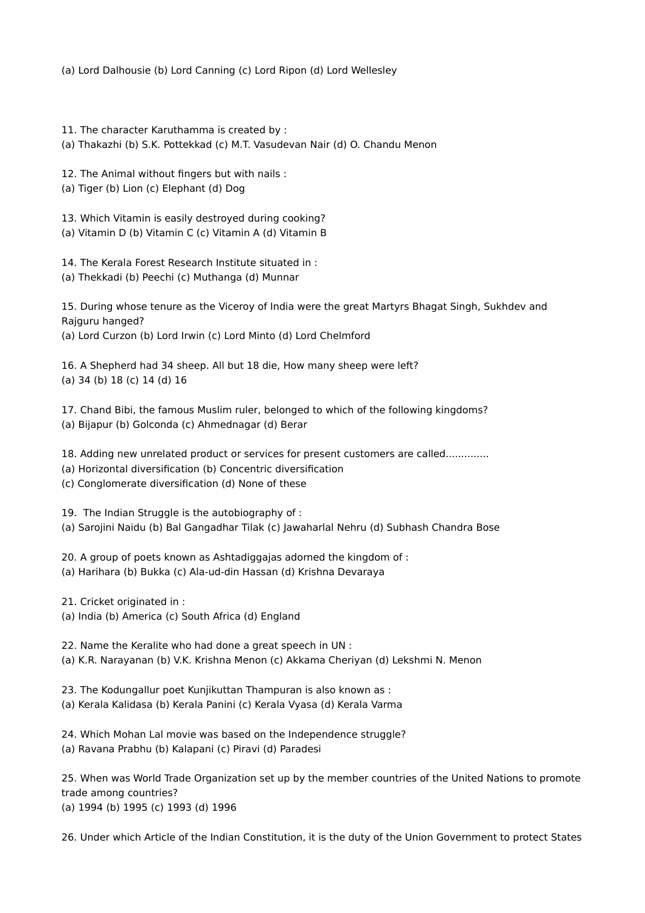(a) Lord Dalhousie (b) Lord Canning (c) Lord Ripon (d) Lord Wellesley

11. The character Karuthamma is created by :
(a) Thakazhi (b) S.K. Pottekkad (c) M.T. Vasudevan Nair (d) O. Chandu Menon

12. The Animal without fingers but with nails :
(a) Tiger (b) Lion (c) Elephant (d) Dog

13. Which Vitamin is easily destroyed during cooking?
(a) Vitamin D (b) Vitamin C (c) Vitamin A (d) Vitamin B

14. The Kerala Forest Research Institute situated in :
(a) Thekkadi (b) Peechi (c) Muthanga (d) Munnar

15. During whose tenure as the Viceroy of India were the great Martyrs Bhagat Singh, Sukhdev and Rajguru hanged?
(a) Lord Curzon (b) Lord Irwin (c) Lord Minto (d) Lord Chelmford

16. A Shepherd had 34 sheep. All but 18 die, How many sheep were left?
(a) 34 (b) 18 (c) 14 (d) 16

17. Chand Bibi, the famous Muslim ruler, belonged to which of the following kingdoms?
(a) Bijapur (b) Golconda (c) Ahmednagar (d) Berar

18. Adding new unrelated product or services for present customers are called.............
(a) Horizontal diversification (b) Concentric diversification
(c) Conglomerate diversification (d) None of these

19. The Indian Struggle is the autobiography of :
(a) Sarojini Naidu (b) Bal Gangadhar Tilak (c) Jawaharlal Nehru (d) Subhash Chandra Bose

20. A group of poets known as Ashtadiggajas adorned the kingdom of :
(a) Harihara (b) Bukka (c) Ala-ud-din Hassan (d) Krishna Devaraya

21. Cricket originated in :
(a) India (b) America (c) South Africa (d) England

22. Name the Keralite who had done a great speech in UN :
(a) K.R. Narayanan (b) V.K. Krishna Menon (c) Akkama Cheriyan (d) Lekshmi N. Menon

23. The Kodungallur poet Kunjikuttan Thampuran is also known as :
(a) Kerala Kalidasa (b) Kerala Panini (c) Kerala Vyasa (d) Kerala Varma

24. Which Mohan Lal movie was based on the Independence struggle?
(a) Ravana Prabhu (b) Kalapani (c) Piravi (d) Paradesi

25. When was World Trade Organization set up by the member countries of the United Nations to promote trade among countries?
(a) 1994 (b) 1995 (c) 1993 (d) 1996

26. Under which Article of the Indian Constitution, it is the duty of the Union Government to protect States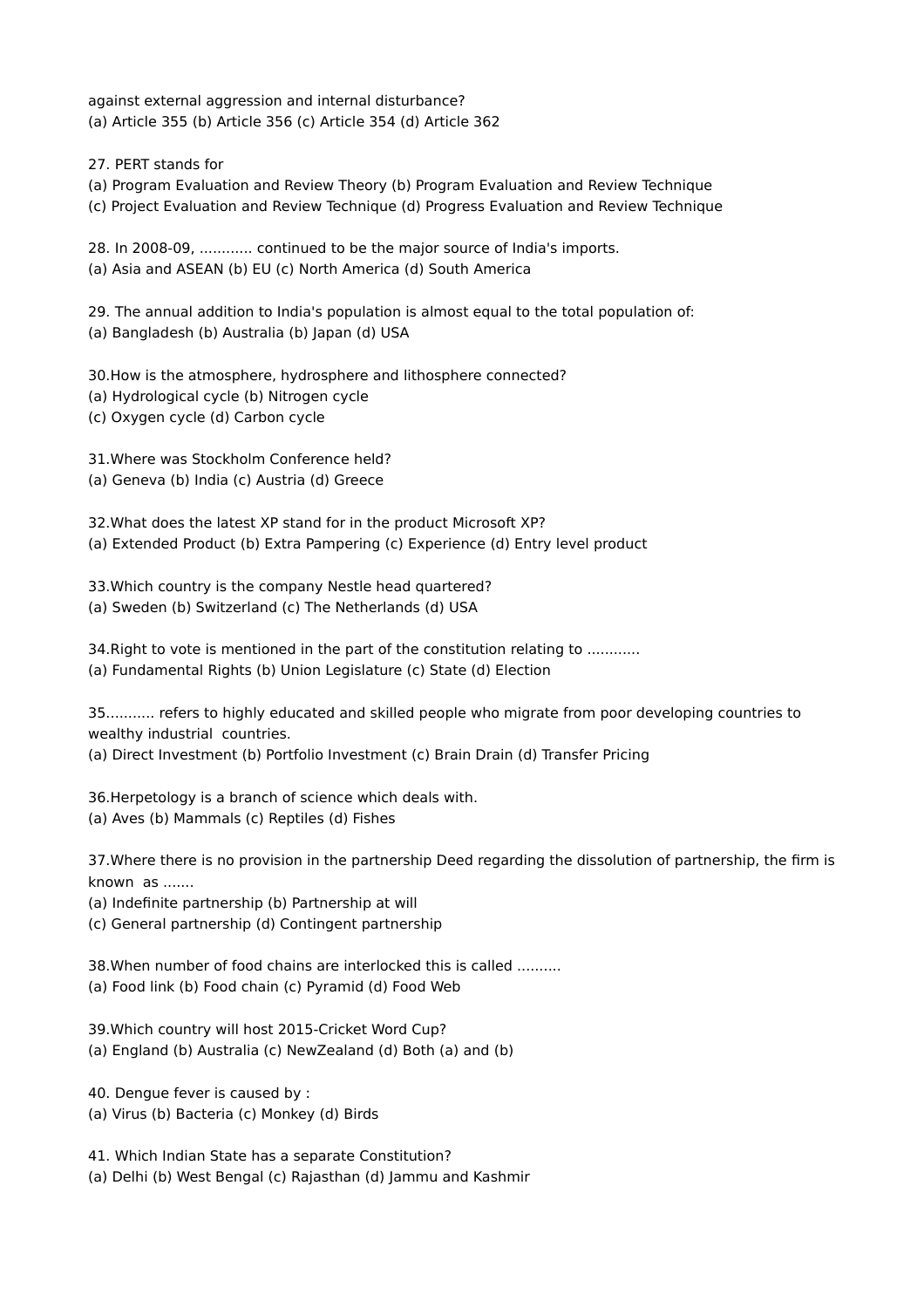against external aggression and internal disturbance?
(a) Article 355 (b) Article 356 (c) Article 354 (d) Article 362

27. PERT stands for
(a) Program Evaluation and Review Theory (b) Program Evaluation and Review Technique
(c) Project Evaluation and Review Technique (d) Progress Evaluation and Review Technique

28. In 2008-09, ............ continued to be the major source of India's imports.
(a) Asia and ASEAN (b) EU (c) North America (d) South America

29. The annual addition to India's population is almost equal to the total population of:
(a) Bangladesh (b) Australia (b) Japan (d) USA

30.How is the atmosphere, hydrosphere and lithosphere connected?
(a) Hydrological cycle (b) Nitrogen cycle
(c) Oxygen cycle (d) Carbon cycle

31.Where was Stockholm Conference held?
(a) Geneva (b) India (c) Austria (d) Greece

32.What does the latest XP stand for in the product Microsoft XP?
(a) Extended Product (b) Extra Pampering (c) Experience (d) Entry level product

33.Which country is the company Nestle head quartered?
(a) Sweden (b) Switzerland (c) The Netherlands (d) USA

34.Right to vote is mentioned in the part of the constitution relating to ............
(a) Fundamental Rights (b) Union Legislature (c) State (d) Election

35........... refers to highly educated and skilled people who migrate from poor developing countries to wealthy industrial countries.
(a) Direct Investment (b) Portfolio Investment (c) Brain Drain (d) Transfer Pricing

36.Herpetology is a branch of science which deals with.
(a) Aves (b) Mammals (c) Reptiles (d) Fishes

37.Where there is no provision in the partnership Deed regarding the dissolution of partnership, the firm is known as .......
(a) Indefinite partnership (b) Partnership at will
(c) General partnership (d) Contingent partnership

38.When number of food chains are interlocked this is called ..........
(a) Food link (b) Food chain (c) Pyramid (d) Food Web

39.Which country will host 2015-Cricket Word Cup?
(a) England (b) Australia (c) NewZealand (d) Both (a) and (b)

40. Dengue fever is caused by :
(a) Virus (b) Bacteria (c) Monkey (d) Birds

41. Which Indian State has a separate Constitution?
(a) Delhi (b) West Bengal (c) Rajasthan (d) Jammu and Kashmir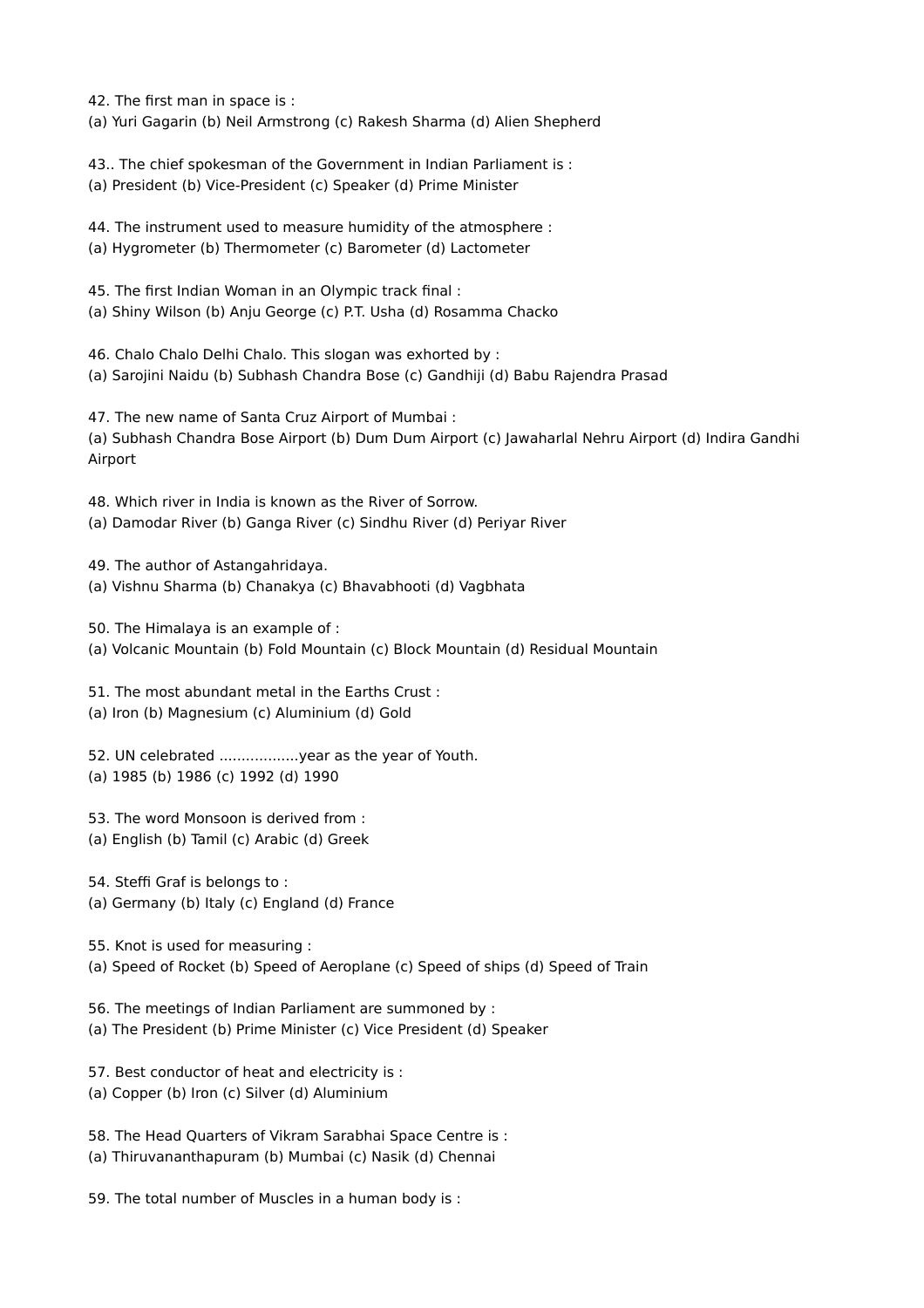42. The first man in space is :
(a) Yuri Gagarin (b) Neil Armstrong (c) Rakesh Sharma (d) Alien Shepherd

43.. The chief spokesman of the Government in Indian Parliament is :
(a) President (b) Vice-President (c) Speaker (d) Prime Minister

44. The instrument used to measure humidity of the atmosphere :
(a) Hygrometer (b) Thermometer (c) Barometer (d) Lactometer

45. The first Indian Woman in an Olympic track final :
(a) Shiny Wilson (b) Anju George (c) P.T. Usha (d) Rosamma Chacko

46. Chalo Chalo Delhi Chalo. This slogan was exhorted by :
(a) Sarojini Naidu (b) Subhash Chandra Bose (c) Gandhiji (d) Babu Rajendra Prasad

47. The new name of Santa Cruz Airport of Mumbai :
(a) Subhash Chandra Bose Airport (b) Dum Dum Airport (c) Jawaharlal Nehru Airport (d) Indira Gandhi Airport

48. Which river in India is known as the River of Sorrow.
(a) Damodar River (b) Ganga River (c) Sindhu River (d) Periyar River

49. The author of Astangahridaya.
(a) Vishnu Sharma (b) Chanakya (c) Bhavabhooti (d) Vagbhata

50. The Himalaya is an example of :
(a) Volcanic Mountain (b) Fold Mountain (c) Block Mountain (d) Residual Mountain

51. The most abundant metal in the Earths Crust :
(a) Iron (b) Magnesium (c) Aluminium (d) Gold

52. UN celebrated ..................year as the year of Youth.
(a) 1985 (b) 1986 (c) 1992 (d) 1990

53. The word Monsoon is derived from :
(a) English (b) Tamil (c) Arabic (d) Greek

54. Steffi Graf is belongs to :
(a) Germany (b) Italy (c) England (d) France

55. Knot is used for measuring :
(a) Speed of Rocket (b) Speed of Aeroplane (c) Speed of ships (d) Speed of Train

56. The meetings of Indian Parliament are summoned by :
(a) The President (b) Prime Minister (c) Vice President (d) Speaker

57. Best conductor of heat and electricity is :
(a) Copper (b) Iron (c) Silver (d) Aluminium

58. The Head Quarters of Vikram Sarabhai Space Centre is :
(a) Thiruvananthapuram (b) Mumbai (c) Nasik (d) Chennai

59. The total number of Muscles in a human body is :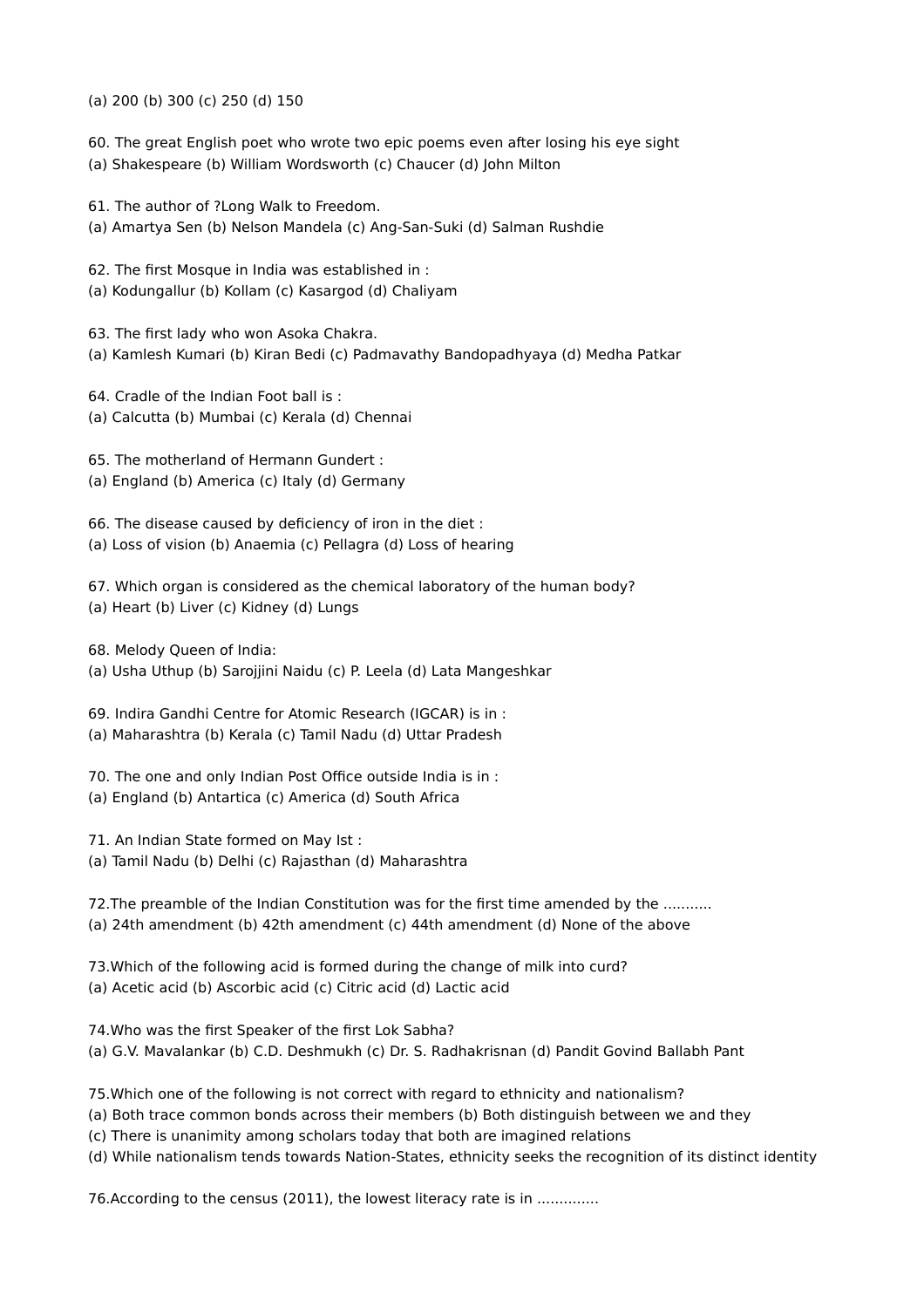(a) 200 (b) 300 (c) 250 (d) 150

60. The great English poet who wrote two epic poems even after losing his eye sight
(a) Shakespeare (b) William Wordsworth (c) Chaucer (d) John Milton

61. The author of ?Long Walk to Freedom.
(a) Amartya Sen (b) Nelson Mandela (c) Ang-San-Suki (d) Salman Rushdie

62. The first Mosque in India was established in :
(a) Kodungallur (b) Kollam (c) Kasargod (d) Chaliyam

63. The first lady who won Asoka Chakra.
(a) Kamlesh Kumari (b) Kiran Bedi (c) Padmavathy Bandopadhyaya (d) Medha Patkar

64. Cradle of the Indian Foot ball is :
(a) Calcutta (b) Mumbai (c) Kerala (d) Chennai

65. The motherland of Hermann Gundert :
(a) England (b) America (c) Italy (d) Germany

66. The disease caused by deficiency of iron in the diet :
(a) Loss of vision (b) Anaemia (c) Pellagra (d) Loss of hearing

67. Which organ is considered as the chemical laboratory of the human body?
(a) Heart (b) Liver (c) Kidney (d) Lungs

68. Melody Queen of India:
(a) Usha Uthup (b) Sarojjini Naidu (c) P. Leela (d) Lata Mangeshkar

69. Indira Gandhi Centre for Atomic Research (IGCAR) is in :
(a) Maharashtra (b) Kerala (c) Tamil Nadu (d) Uttar Pradesh

70. The one and only Indian Post Office outside India is in :
(a) England (b) Antartica (c) America (d) South Africa

71. An Indian State formed on May Ist :
(a) Tamil Nadu (b) Delhi (c) Rajasthan (d) Maharashtra

72.The preamble of the Indian Constitution was for the first time amended by the ...........
(a) 24th amendment (b) 42th amendment (c) 44th amendment (d) None of the above

73.Which of the following acid is formed during the change of milk into curd?
(a) Acetic acid (b) Ascorbic acid (c) Citric acid (d) Lactic acid

74.Who was the first Speaker of the first Lok Sabha?
(a) G.V. Mavalankar (b) C.D. Deshmukh (c) Dr. S. Radhakrisnan (d) Pandit Govind Ballabh Pant

75.Which one of the following is not correct with regard to ethnicity and nationalism?
(a) Both trace common bonds across their members (b) Both distinguish between we and they
(c) There is unanimity among scholars today that both are imagined relations
(d) While nationalism tends towards Nation-States, ethnicity seeks the recognition of its distinct identity

76.According to the census (2011), the lowest literacy rate is in .............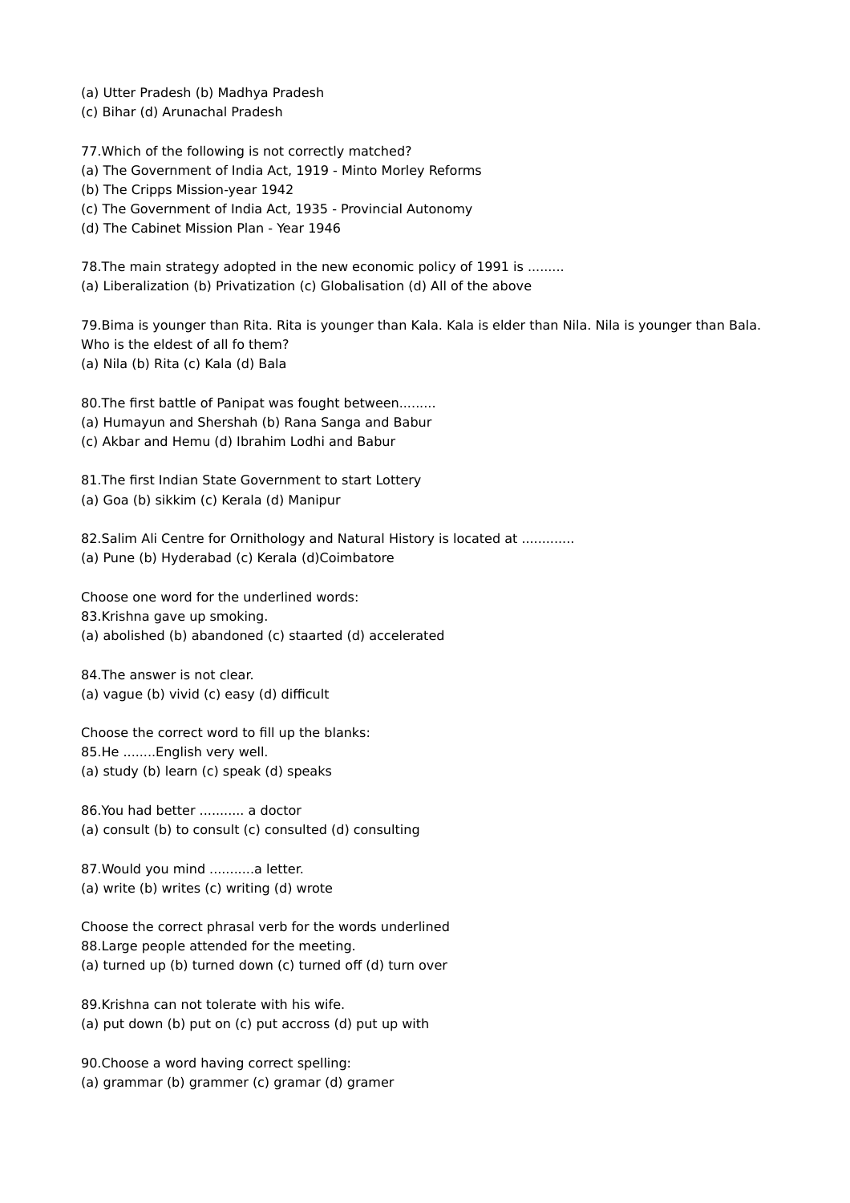(a) Utter Pradesh (b) Madhya Pradesh
(c) Bihar (d) Arunachal Pradesh

77.Which of the following is not correctly matched?
(a) The Government of India Act, 1919 - Minto Morley Reforms
(b) The Cripps Mission-year 1942
(c) The Government of India Act, 1935 - Provincial Autonomy
(d) The Cabinet Mission Plan - Year 1946

78.The main strategy adopted in the new economic policy of 1991 is .........
(a) Liberalization (b) Privatization (c) Globalisation (d) All of the above

79.Bima is younger than Rita. Rita is younger than Kala. Kala is elder than Nila. Nila is younger than Bala. Who is the eldest of all fo them?
(a) Nila (b) Rita (c) Kala (d) Bala

80.The first battle of Panipat was fought between.........
(a) Humayun and Shershah (b) Rana Sanga and Babur
(c) Akbar and Hemu (d) Ibrahim Lodhi and Babur

81.The first Indian State Government to start Lottery
(a) Goa (b) sikkim (c) Kerala (d) Manipur

82.Salim Ali Centre for Ornithology and Natural History is located at ............
(a) Pune (b) Hyderabad (c) Kerala (d)Coimbatore

Choose one word for the underlined words:
83.Krishna gave up smoking.
(a) abolished (b) abandoned (c) staarted (d) accelerated

84.The answer is not clear.
(a) vague (b) vivid (c) easy (d) difficult

Choose the correct word to fill up the blanks:
85.He ........English very well.
(a) study (b) learn (c) speak (d) speaks

86.You had better ........... a doctor
(a) consult (b) to consult (c) consulted (d) consulting

87.Would you mind ...........a letter.
(a) write (b) writes (c) writing (d) wrote

Choose the correct phrasal verb for the words underlined
88.Large people attended for the meeting.
(a) turned up (b) turned down (c) turned off (d) turn over

89.Krishna can not tolerate with his wife.
(a) put down (b) put on (c) put accross (d) put up with

90.Choose a word having correct spelling:
(a) grammar (b) grammer (c) gramar (d) gramer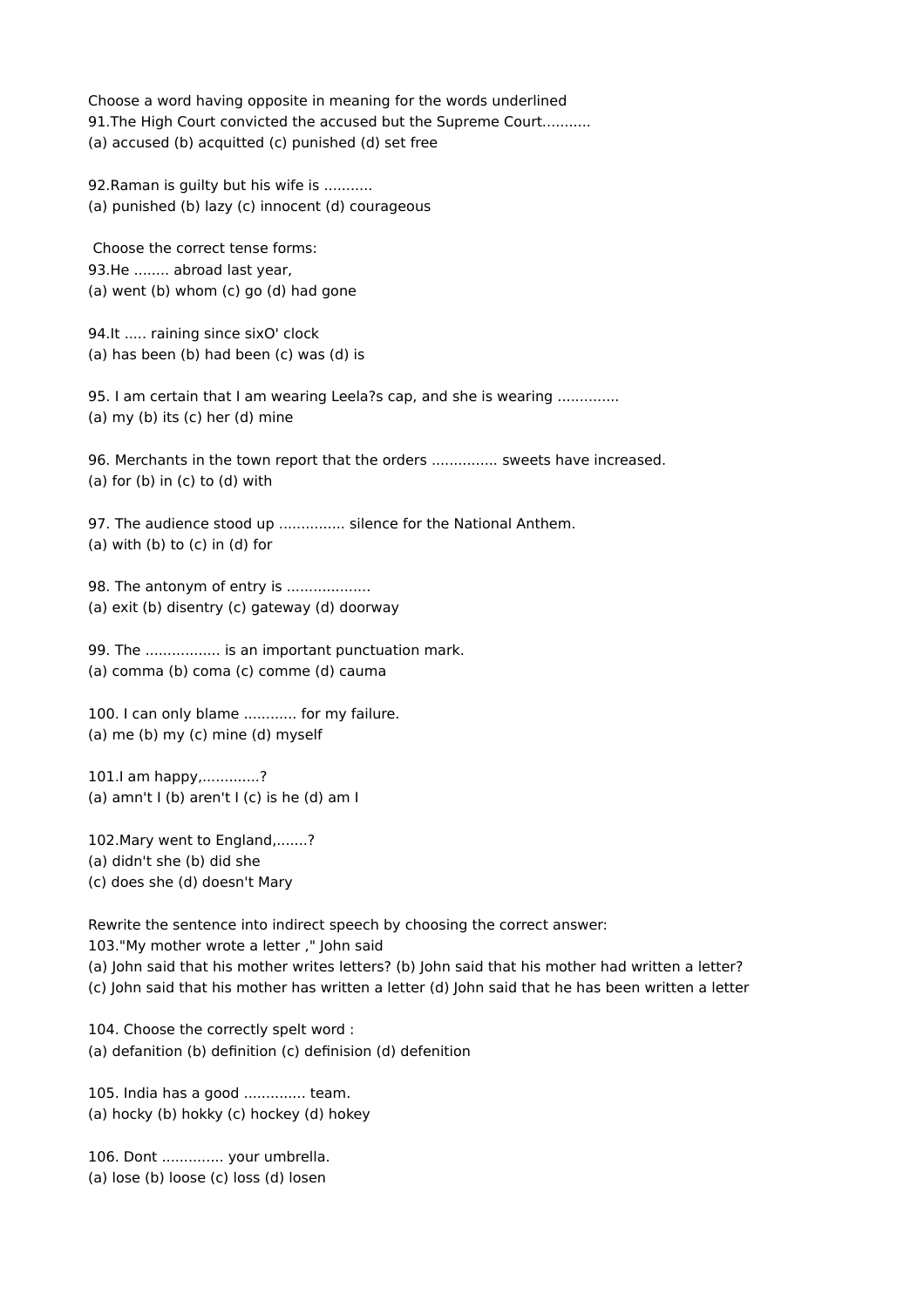Choose a word having opposite in meaning for the words underlined

91.The High Court convicted the accused but the Supreme Court...........
(a) accused (b) acquitted (c) punished (d) set free

92.Raman is guilty but his wife is ...........
(a) punished (b) lazy (c) innocent (d) courageous

Choose the correct tense forms:

93.He ........ abroad last year,
(a) went (b) whom (c) go (d) had gone

94.It ..... raining since sixO' clock
(a) has been (b) had been (c) was (d) is

95. I am certain that I am wearing Leela?s cap, and she is wearing .............
(a) my (b) its (c) her (d) mine

96. Merchants in the town report that the orders .............. sweets have increased.
(a) for (b) in (c) to (d) with

97. The audience stood up ............... silence for the National Anthem.
(a) with (b) to (c) in (d) for

98. The antonym of entry is ..................
(a) exit (b) disentry (c) gateway (d) doorway

99. The ................. is an important punctuation mark.
(a) comma (b) coma (c) comme (d) cauma

100. I can only blame ............ for my failure.
(a) me (b) my (c) mine (d) myself

101.I am happy,.............?
(a) amn't I (b) aren't I (c) is he (d) am I

102.Mary went to England,.......?
(a) didn't she (b) did she
(c) does she (d) doesn't Mary

Rewrite the sentence into indirect speech by choosing the correct answer:

103."My mother wrote a letter ," John said
(a) John said that his mother writes letters? (b) John said that his mother had written a letter?
(c) John said that his mother has written a letter (d) John said that he has been written a letter

104. Choose the correctly spelt word :
(a) defanition (b) definition (c) definision (d) defenition

105. India has a good ............. team.
(a) hocky (b) hokky (c) hockey (d) hokey

106. Dont ............. your umbrella.
(a) lose (b) loose (c) loss (d) losen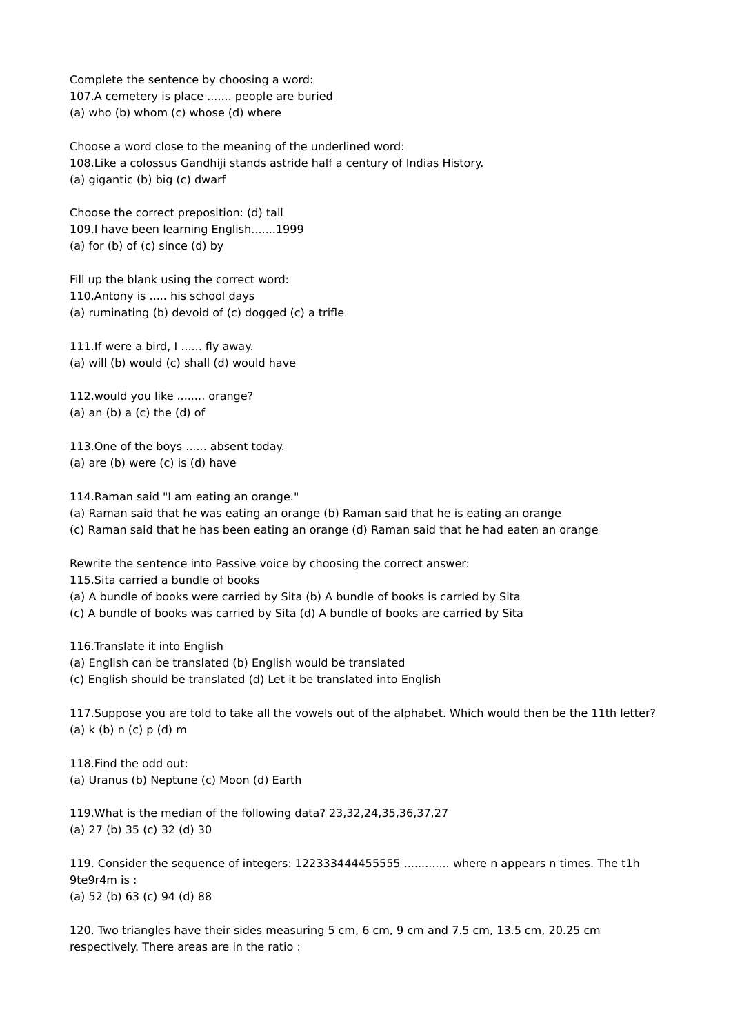Complete the sentence by choosing a word:
107.A cemetery is place ....... people are buried
(a) who (b) whom (c) whose (d) where

Choose a word close to the meaning of the underlined word:
108.Like a colossus Gandhiji stands astride half a century of Indias History.
(a) gigantic (b) big (c) dwarf

Choose the correct preposition: (d) tall
109.I have been learning English.......1999
(a) for (b) of (c) since (d) by

Fill up the blank using the correct word:
110.Antony is ..... his school days
(a) ruminating (b) devoid of (c) dogged (c) a trifle

111.If were a bird, I ...... fly away.
(a) will (b) would (c) shall (d) would have

112.would you like ........ orange?
(a) an (b) a (c) the (d) of

113.One of the boys ...... absent today.
(a) are (b) were (c) is (d) have

114.Raman said "I am eating an orange."
(a) Raman said that he was eating an orange (b) Raman said that he is eating an orange
(c) Raman said that he has been eating an orange (d) Raman said that he had eaten an orange

Rewrite the sentence into Passive voice by choosing the correct answer:
115.Sita carried a bundle of books
(a) A bundle of books were carried by Sita (b) A bundle of books is carried by Sita
(c) A bundle of books was carried by Sita (d) A bundle of books are carried by Sita

116.Translate it into English
(a) English can be translated (b) English would be translated
(c) English should be translated (d) Let it be translated into English

117.Suppose you are told to take all the vowels out of the alphabet. Which would then be the 11th letter?
(a) k (b) n (c) p (d) m

118.Find the odd out:
(a) Uranus (b) Neptune (c) Moon (d) Earth

119.What is the median of the following data? 23,32,24,35,36,37,27
(a) 27 (b) 35 (c) 32 (d) 30

119. Consider the sequence of integers: 122333444455555 ............. where n appears n times. The t1h 9te9r4m is :
(a) 52 (b) 63 (c) 94 (d) 88

120. Two triangles have their sides measuring 5 cm, 6 cm, 9 cm and 7.5 cm, 13.5 cm, 20.25 cm respectively. There areas are in the ratio :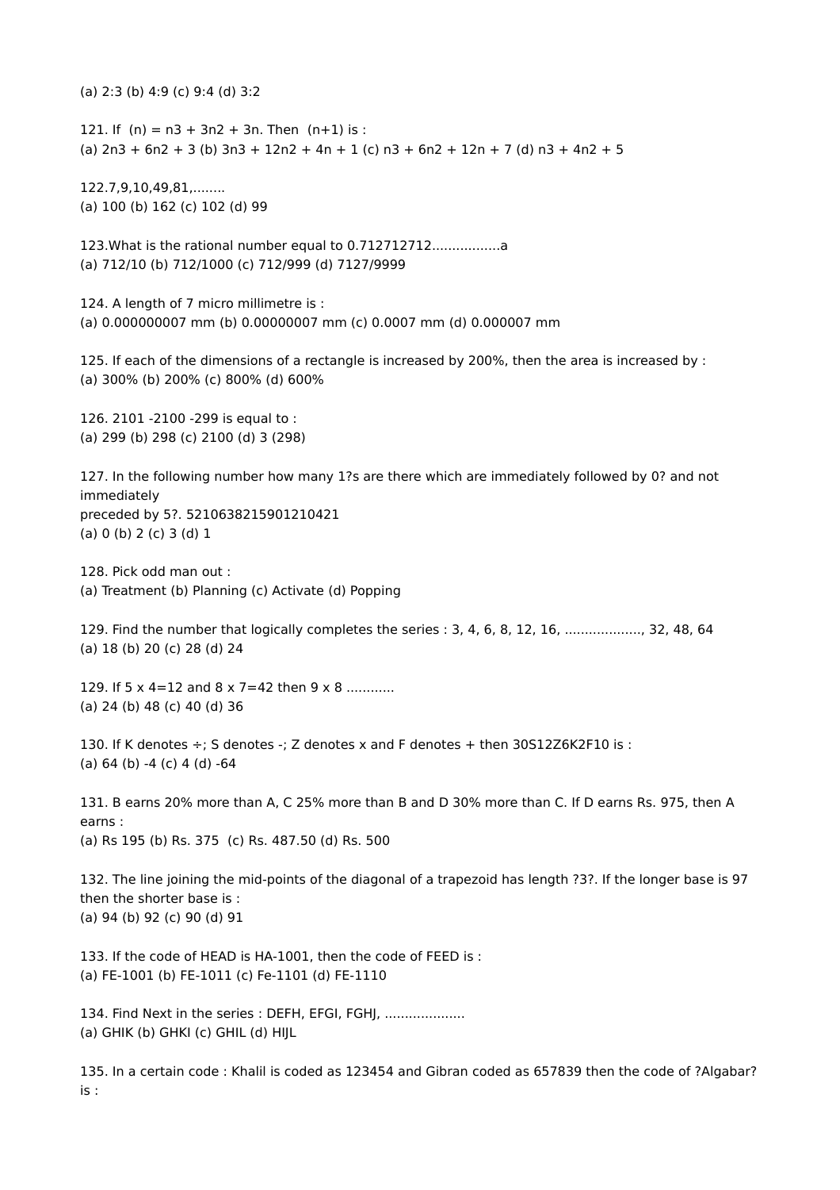(a) 2:3 (b) 4:9 (c) 9:4 (d) 3:2

121. If (n) = n3 + 3n2 + 3n. Then (n+1) is :
(a) 2n3 + 6n2 + 3 (b) 3n3 + 12n2 + 4n + 1 (c) n3 + 6n2 + 12n + 7 (d) n3 + 4n2 + 5

122.7,9,10,49,81,........
(a) 100 (b) 162 (c) 102 (d) 99

123.What is the rational number equal to 0.712712712.................a
(a) 712/10 (b) 712/1000 (c) 712/999 (d) 7127/9999

124. A length of 7 micro millimetre is :
(a) 0.000000007 mm (b) 0.00000007 mm (c) 0.0007 mm (d) 0.000007 mm

125. If each of the dimensions of a rectangle is increased by 200%, then the area is increased by :
(a) 300% (b) 200% (c) 800% (d) 600%

126. 2101 -2100 -299 is equal to :
(a) 299 (b) 298 (c) 2100 (d) 3 (298)

127. In the following number how many 1?s are there which are immediately followed by 0? and not immediately
preceded by 5?. 5210638215901210421
(a) 0 (b) 2 (c) 3 (d) 1

128. Pick odd man out :
(a) Treatment (b) Planning (c) Activate (d) Popping

129. Find the number that logically completes the series : 3, 4, 6, 8, 12, 16, ..................., 32, 48, 64
(a) 18 (b) 20 (c) 28 (d) 24

129. If 5 x 4=12 and 8 x 7=42 then 9 x 8 ............
(a) 24 (b) 48 (c) 40 (d) 36

130. If K denotes ÷; S denotes -; Z denotes x and F denotes + then 30S12Z6K2F10 is :
(a) 64 (b) -4 (c) 4 (d) -64

131. B earns 20% more than A, C 25% more than B and D 30% more than C. If D earns Rs. 975, then A earns :
(a) Rs 195 (b) Rs. 375 (c) Rs. 487.50 (d) Rs. 500

132. The line joining the mid-points of the diagonal of a trapezoid has length ?3?. If the longer base is 97 then the shorter base is :
(a) 94 (b) 92 (c) 90 (d) 91

133. If the code of HEAD is HA-1001, then the code of FEED is :
(a) FE-1001 (b) FE-1011 (c) Fe-1101 (d) FE-1110

134. Find Next in the series : DEFH, EFGI, FGHJ, ....................
(a) GHIK (b) GHKI (c) GHIL (d) HIJL

135. In a certain code : Khalil is coded as 123454 and Gibran coded as 657839 then the code of ?Algabar? is :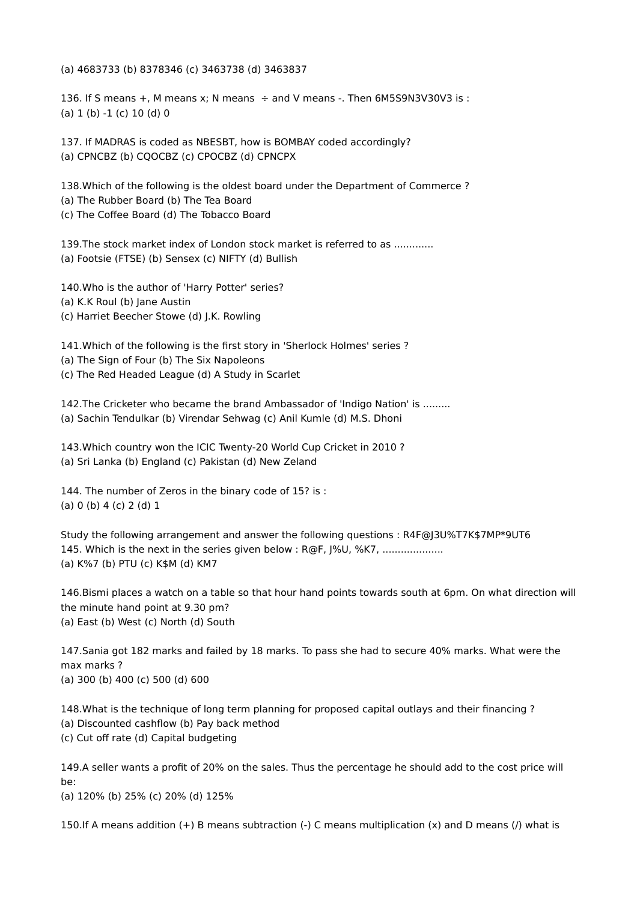(a) 4683733 (b) 8378346 (c) 3463738 (d) 3463837

136. If S means +, M means x; N means ÷ and V means -. Then 6M5S9N3V30V3 is :
(a) 1 (b) -1 (c) 10 (d) 0

137. If MADRAS is coded as NBESBT, how is BOMBAY coded accordingly?
(a) CPNCBZ (b) CQOCBZ (c) CPOCBZ (d) CPNCPX

138.Which of the following is the oldest board under the Department of Commerce ?
(a) The Rubber Board (b) The Tea Board
(c) The Coffee Board (d) The Tobacco Board

139.The stock market index of London stock market is referred to as ............
(a) Footsie (FTSE) (b) Sensex (c) NIFTY (d) Bullish

140.Who is the author of 'Harry Potter' series?
(a) K.K Roul (b) Jane Austin
(c) Harriet Beecher Stowe (d) J.K. Rowling

141.Which of the following is the first story in 'Sherlock Holmes' series ?
(a) The Sign of Four (b) The Six Napoleons
(c) The Red Headed League (d) A Study in Scarlet

142.The Cricketer who became the brand Ambassador of 'Indigo Nation' is .........
(a) Sachin Tendulkar (b) Virendar Sehwag (c) Anil Kumle (d) M.S. Dhoni

143.Which country won the ICIC Twenty-20 World Cup Cricket in 2010 ?
(a) Sri Lanka (b) England (c) Pakistan (d) New Zeland

144. The number of Zeros in the binary code of 15? is :
(a) 0 (b) 4 (c) 2 (d) 1

Study the following arrangement and answer the following questions : R4F@J3U%T7K$7MP*9UT6
145. Which is the next in the series given below : R@F, J%U, %K7, ....................
(a) K%7 (b) PTU (c) K$M (d) KM7

146.Bismi places a watch on a table so that hour hand points towards south at 6pm. On what direction will the minute hand point at 9.30 pm?
(a) East (b) West (c) North (d) South

147.Sania got 182 marks and failed by 18 marks. To pass she had to secure 40% marks. What were the max marks ?
(a) 300 (b) 400 (c) 500 (d) 600

148.What is the technique of long term planning for proposed capital outlays and their financing ?
(a) Discounted cashflow (b) Pay back method
(c) Cut off rate (d) Capital budgeting

149.A seller wants a profit of 20% on the sales. Thus the percentage he should add to the cost price will be:
(a) 120% (b) 25% (c) 20% (d) 125%

150.If A means addition (+) B means subtraction (-) C means multiplication (x) and D means (/) what is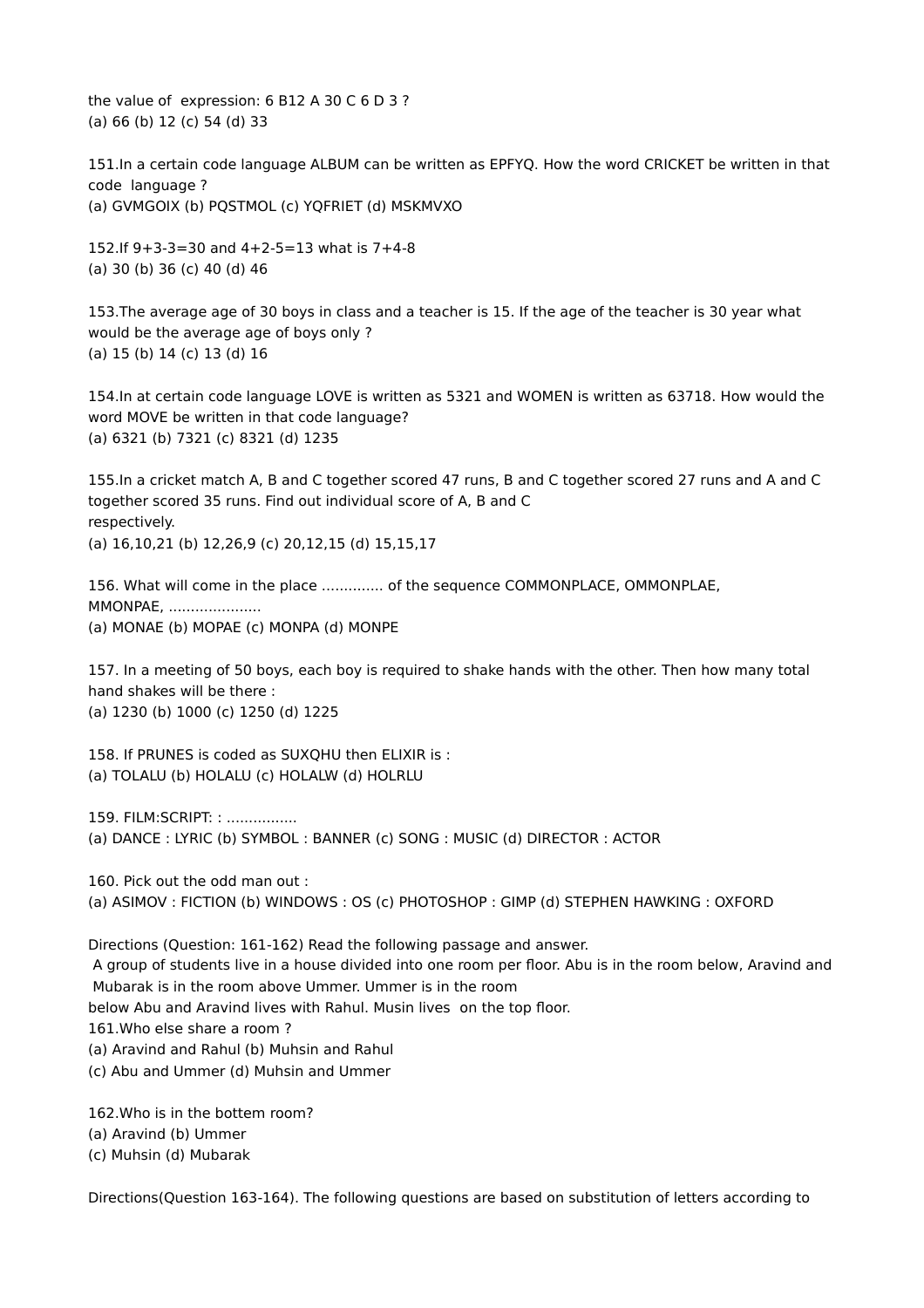the value of expression: 6 B12 A 30 C 6 D 3 ?
(a) 66 (b) 12 (c) 54 (d) 33

151.In a certain code language ALBUM can be written as EPFYQ. How the word CRICKET be written in that code language ?
(a) GVMGOIX (b) PQSTMOL (c) YQFRIET (d) MSKMVXO

152.If 9+3-3=30 and 4+2-5=13 what is 7+4-8
(a) 30 (b) 36 (c) 40 (d) 46

153.The average age of 30 boys in class and a teacher is 15. If the age of the teacher is 30 year what would be the average age of boys only ?
(a) 15 (b) 14 (c) 13 (d) 16

154.In at certain code language LOVE is written as 5321 and WOMEN is written as 63718. How would the word MOVE be written in that code language?
(a) 6321 (b) 7321 (c) 8321 (d) 1235

155.In a cricket match A, B and C together scored 47 runs, B and C together scored 27 runs and A and C together scored 35 runs. Find out individual score of A, B and C respectively.
(a) 16,10,21 (b) 12,26,9 (c) 20,12,15 (d) 15,15,17

156. What will come in the place ............. of the sequence COMMONPLACE, OMMONPLAE, MMONPAE, ....................
(a) MONAE (b) MOPAE (c) MONPA (d) MONPE

157. In a meeting of 50 boys, each boy is required to shake hands with the other. Then how many total hand shakes will be there :
(a) 1230 (b) 1000 (c) 1250 (d) 1225

158. If PRUNES is coded as SUXQHU then ELIXIR is :
(a) TOLALU (b) HOLALU (c) HOLALW (d) HOLRLU

159. FILM:SCRIPT: : ................
(a) DANCE : LYRIC (b) SYMBOL : BANNER (c) SONG : MUSIC (d) DIRECTOR : ACTOR

160. Pick out the odd man out :
(a) ASIMOV : FICTION (b) WINDOWS : OS (c) PHOTOSHOP : GIMP (d) STEPHEN HAWKING : OXFORD

Directions (Question: 161-162) Read the following passage and answer.
A group of students live in a house divided into one room per floor. Abu is in the room below, Aravind and Mubarak is in the room above Ummer. Ummer is in the room below Abu and Aravind lives with Rahul. Musin lives on the top floor.

161.Who else share a room ?
(a) Aravind and Rahul (b) Muhsin and Rahul
(c) Abu and Ummer (d) Muhsin and Ummer

162.Who is in the bottem room?
(a) Aravind (b) Ummer
(c) Muhsin (d) Mubarak

Directions(Question 163-164). The following questions are based on substitution of letters according to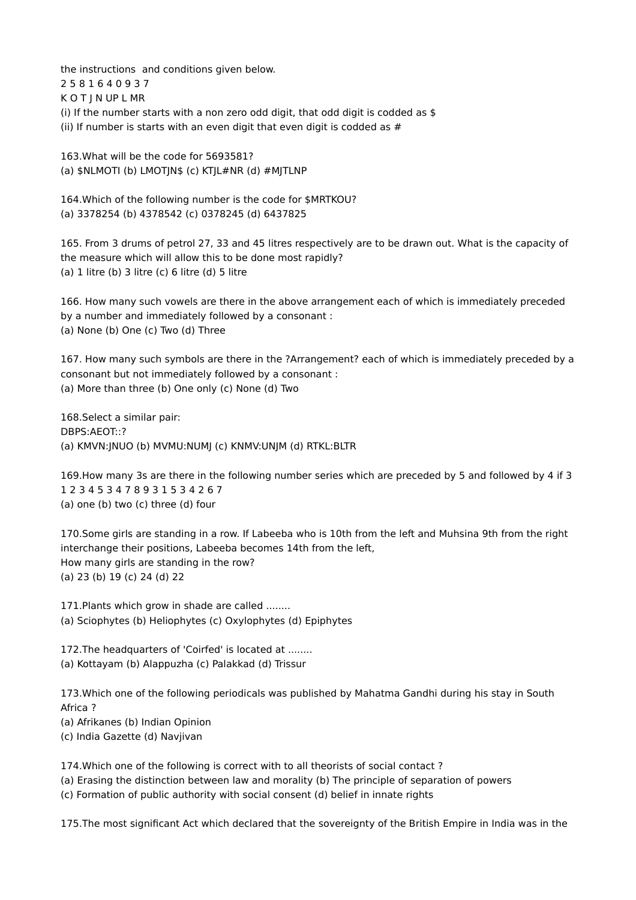the instructions  and conditions given below.
2 5 8 1 6 4 0 9 3 7
K O T J N UP L MR
(i) If the number starts with a non zero odd digit, that odd digit is codded as $
(ii) If number is starts with an even digit that even digit is codded as #

163.What will be the code for 5693581?
(a) $NLMOTI (b) LMOTJN$ (c) KTJL#NR (d) #MJTLNP

164.Which of the following number is the code for $MRTKOU?
(a) 3378254 (b) 4378542 (c) 0378245 (d) 6437825

165. From 3 drums of petrol 27, 33 and 45 litres respectively are to be drawn out. What is the capacity of the measure which will allow this to be done most rapidly?
(a) 1 litre (b) 3 litre (c) 6 litre (d) 5 litre

166. How many such vowels are there in the above arrangement each of which is immediately preceded by a number and immediately followed by a consonant :
(a) None (b) One (c) Two (d) Three

167. How many such symbols are there in the ?Arrangement? each of which is immediately preceded by a consonant but not immediately followed by a consonant :
(a) More than three (b) One only (c) None (d) Two

168.Select a similar pair:
DBPS:AEOT::?
(a) KMVN:JNUO (b) MVMU:NUMJ (c) KNMV:UNJM (d) RTKL:BLTR

169.How many 3s are there in the following number series which are preceded by 5 and followed by 4 if 3
1 2 3 4 5 3 4 7 8 9 3 1 5 3 4 2 6 7
(a) one (b) two (c) three (d) four

170.Some girls are standing in a row. If Labeeba who is 10th from the left and Muhsina 9th from the right interchange their positions, Labeeba becomes 14th from the left,
How many girls are standing in the row?
(a) 23 (b) 19 (c) 24 (d) 22

171.Plants which grow in shade are called ........
(a) Sciophytes (b) Heliophytes (c) Oxylophytes (d) Epiphytes

172.The headquarters of 'Coirfed' is located at ........
(a) Kottayam (b) Alappuzha (c) Palakkad (d) Trissur

173.Which one of the following periodicals was published by Mahatma Gandhi during his stay in South Africa ?
(a) Afrikanes (b) Indian Opinion
(c) India Gazette (d) Navjivan

174.Which one of the following is correct with to all theorists of social contact ?
(a) Erasing the distinction between law and morality (b) The principle of separation of powers
(c) Formation of public authority with social consent (d) belief in innate rights

175.The most significant Act which declared that the sovereignty of the British Empire in India was in the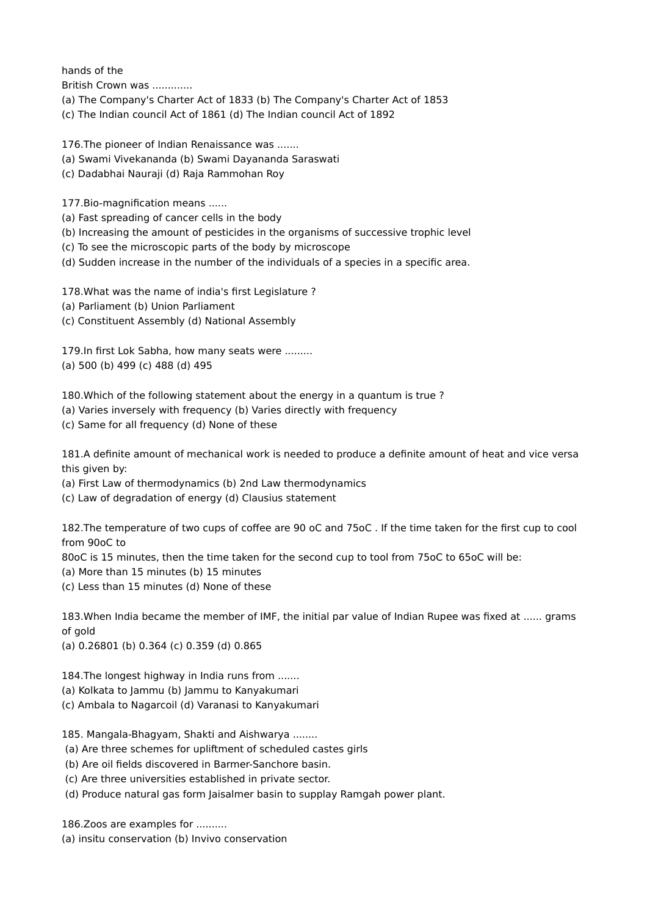hands of the
British Crown was .............
(a) The Company's Charter Act of 1833 (b) The Company's Charter Act of 1853
(c) The Indian council Act of 1861 (d) The Indian council Act of 1892

176.The pioneer of Indian Renaissance was .......
(a) Swami Vivekananda (b) Swami Dayananda Saraswati
(c) Dadabhai Nauraji (d) Raja Rammohan Roy

177.Bio-magnification means ......
(a) Fast spreading of cancer cells in the body
(b) Increasing the amount of pesticides in the organisms of successive trophic level
(c) To see the microscopic parts of the body by microscope
(d) Sudden increase in the number of the individuals of a species in a specific area.

178.What was the name of india's first Legislature ?
(a) Parliament (b) Union Parliament
(c) Constituent Assembly (d) National Assembly

179.In first Lok Sabha, how many seats were .........
(a) 500 (b) 499 (c) 488 (d) 495

180.Which of the following statement about the energy in a quantum is true ?
(a) Varies inversely with frequency (b) Varies directly with frequency
(c) Same for all frequency (d) None of these

181.A definite amount of mechanical work is needed to produce a definite amount of heat and vice versa this given by:
(a) First Law of thermodynamics (b) 2nd Law thermodynamics
(c) Law of degradation of energy (d) Clausius statement

182.The temperature of two cups of coffee are 90 oC and 75oC . If the time taken for the first cup to cool from 90oC to
80oC is 15 minutes, then the time taken for the second cup to tool from 75oC to 65oC will be:
(a) More than 15 minutes (b) 15 minutes
(c) Less than 15 minutes (d) None of these

183.When India became the member of IMF, the initial par value of Indian Rupee was fixed at ...... grams of gold
(a) 0.26801 (b) 0.364 (c) 0.359 (d) 0.865

184.The longest highway in India runs from .......
(a) Kolkata to Jammu (b) Jammu to Kanyakumari
(c) Ambala to Nagarcoil (d) Varanasi to Kanyakumari

185. Mangala-Bhagyam, Shakti and Aishwarya ........
(a) Are three schemes for upliftment of scheduled castes girls
(b) Are oil fields discovered in Barmer-Sanchore basin.
(c) Are three universities established in private sector.
(d) Produce natural gas form Jaisalmer basin to supplay Ramgah power plant.

186.Zoos are examples for ..........
(a) insitu conservation (b) Invivo conservation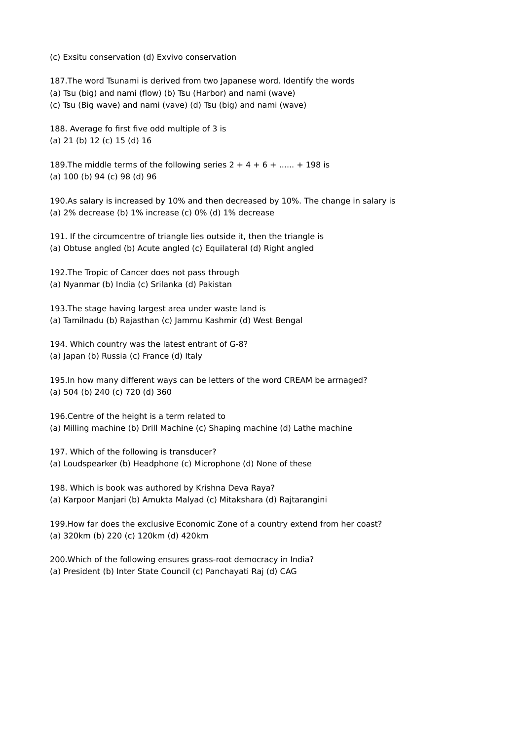(c) Exsitu conservation (d) Exvivo conservation

187.The word Tsunami is derived from two Japanese word. Identify the words
(a) Tsu (big) and nami (flow) (b) Tsu (Harbor) and nami (wave)
(c) Tsu (Big wave) and nami (vave) (d) Tsu (big) and nami (wave)

188. Average fo first five odd multiple of 3 is
(a) 21 (b) 12 (c) 15 (d) 16

189.The middle terms of the following series 2 + 4 + 6 + ...... + 198 is
(a) 100 (b) 94 (c) 98 (d) 96

190.As salary is increased by 10% and then decreased by 10%. The change in salary is
(a) 2% decrease (b) 1% increase (c) 0% (d) 1% decrease

191. If the circumcentre of triangle lies outside it, then the triangle is
(a) Obtuse angled (b) Acute angled (c) Equilateral (d) Right angled

192.The Tropic of Cancer does not pass through
(a) Nyanmar (b) India (c) Srilanka (d) Pakistan

193.The stage having largest area under waste land is
(a) Tamilnadu (b) Rajasthan (c) Jammu Kashmir (d) West Bengal

194. Which country was the latest entrant of G-8?
(a) Japan (b) Russia (c) France (d) Italy

195.In how many different ways can be letters of the word CREAM be arrnaged?
(a) 504 (b) 240 (c) 720 (d) 360

196.Centre of the height is a term related to
(a) Milling machine (b) Drill Machine (c) Shaping machine (d) Lathe machine

197. Which of the following is transducer?
(a) Loudspearker (b) Headphone (c) Microphone (d) None of these

198. Which is book was authored by Krishna Deva Raya?
(a) Karpoor Manjari (b) Amukta Malyad (c) Mitakshara (d) Rajtarangini

199.How far does the exclusive Economic Zone of a country extend from her coast?
(a) 320km (b) 220 (c) 120km (d) 420km

200.Which of the following ensures grass-root democracy in India?
(a) President (b) Inter State Council (c) Panchayati Raj (d) CAG